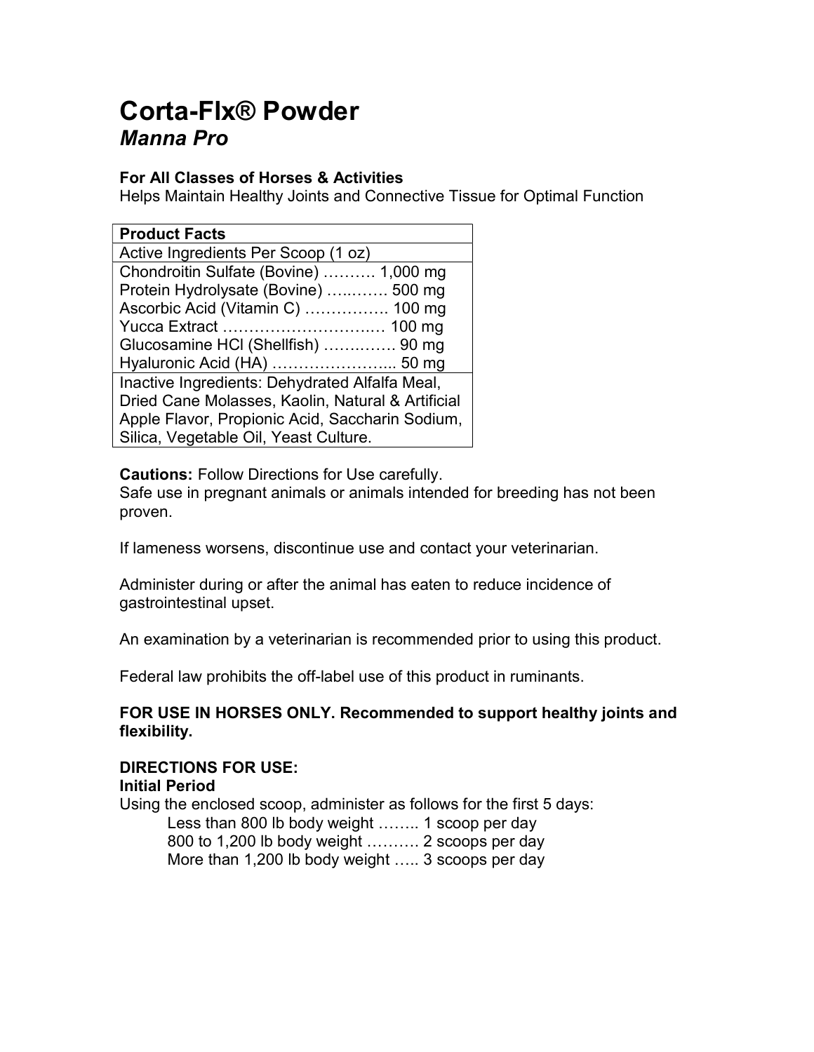# Corta-Flx® Powder

## *Manna Pro*

**For All Classes of Horses & Activities**

Helps Maintain Healthy Joints and Connective Tissue for Optimal Function

| Product Facts |
|---|
| Active Ingredients Per Scoop (1 oz) |
| Chondroitin Sulfate (Bovine) ………. 1,000 mg<br>Protein Hydrolysate (Bovine) …..……. 500 mg<br>Ascorbic Acid (Vitamin C) ……………. 100 mg<br>Yucca Extract ………………………..… 100 mg<br>Glucosamine HCl (Shellfish) ………..… 90 mg<br>Hyaluronic Acid (HA) …………………... 50 mg |
| Inactive Ingredients: Dehydrated Alfalfa Meal, Dried Cane Molasses, Kaolin, Natural & Artificial Apple Flavor, Propionic Acid, Saccharin Sodium, Silica, Vegetable Oil, Yeast Culture. |

**Cautions:** Follow Directions for Use carefully.

Safe use in pregnant animals or animals intended for breeding has not been proven.

If lameness worsens, discontinue use and contact your veterinarian.

Administer during or after the animal has eaten to reduce incidence of gastrointestinal upset.

An examination by a veterinarian is recommended prior to using this product.

Federal law prohibits the off-label use of this product in ruminants.

**FOR USE IN HORSES ONLY. Recommended to support healthy joints and flexibility.**

**DIRECTIONS FOR USE:**

**Initial Period**

Using the enclosed scoop, administer as follows for the first 5 days:

- Less than 800 lb body weight …….. 1 scoop per day
- 800 to 1,200 lb body weight ………. 2 scoops per day
- More than 1,200 lb body weight ….. 3 scoops per day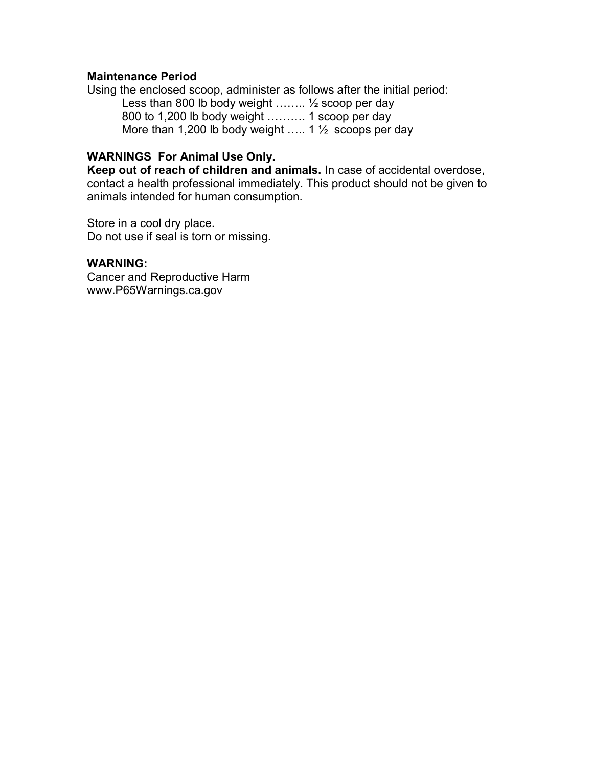**Maintenance Period**

Using the enclosed scoop, administer as follows after the initial period:

Less than 800 lb body weight …….. ½ scoop per day
800 to 1,200 lb body weight ………. 1 scoop per day
More than 1,200 lb body weight ….. 1 ½ scoops per day

**WARNINGS For Animal Use Only.**

**Keep out of reach of children and animals.** In case of accidental overdose, contact a health professional immediately. This product should not be given to animals intended for human consumption.

Store in a cool dry place.
Do not use if seal is torn or missing.

**WARNING:**

Cancer and Reproductive Harm
www.P65Warnings.ca.gov